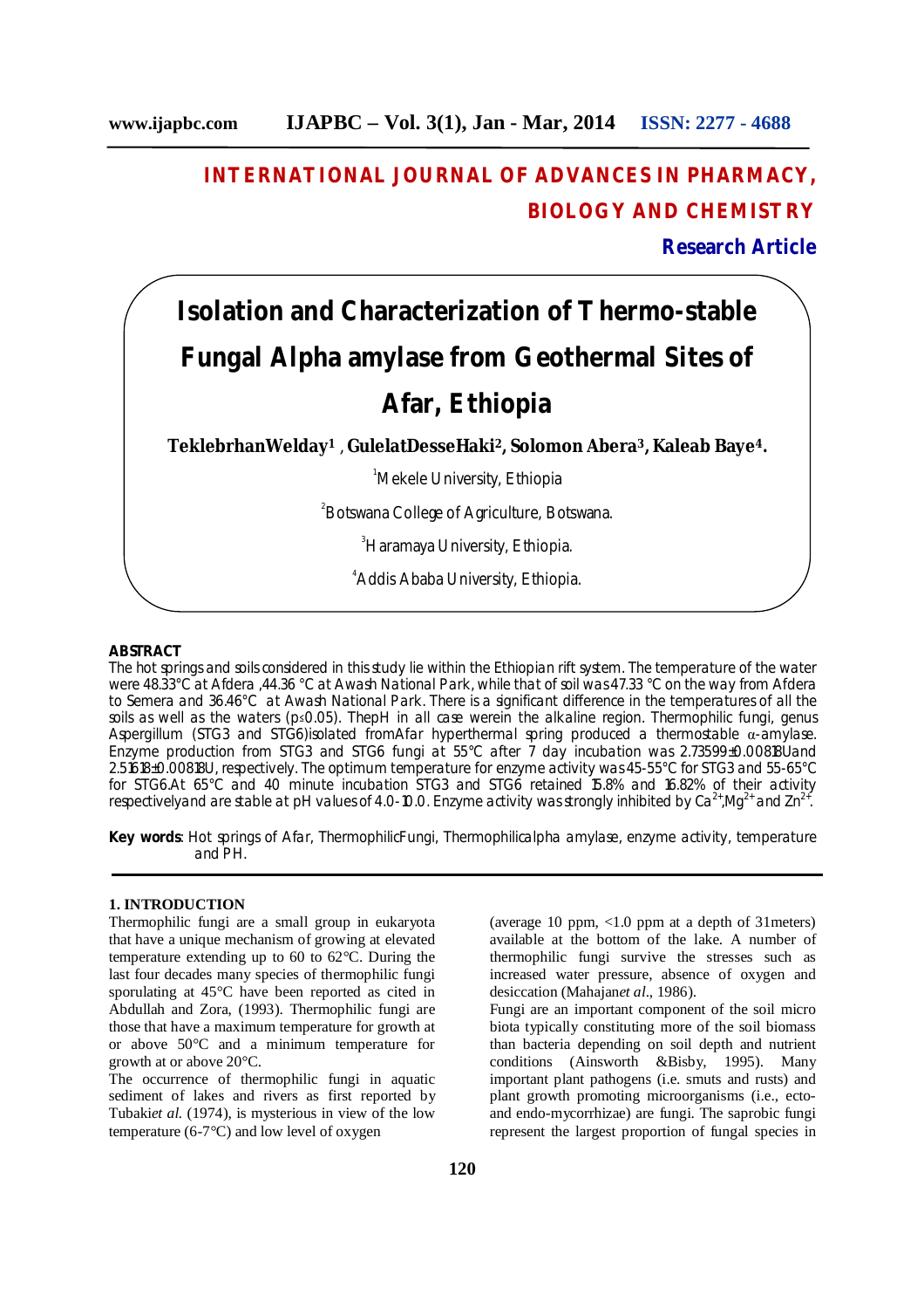# INTERNATIONAL JOURNAL OF ADVANCES IN PHARMACY, BIOLOGY AND CHEMISTRY

**Research Article**

# Isolation and Characterization of Thermo-stable Fungal Alpha amylase from Geothermal Sites of Afar, Ethiopia

**TeklebrhanWelday[1], GulelatDesseHaki[2], Solomon Abera[3], Kaleab Baye[4].**

[1]Mekele University, Ethiopia

[2]Botswana College of Agriculture, Botswana.

[3]Haramaya University, Ethiopia.

[4]Addis Ababa University, Ethiopia.

## ABSTRACT

The hot springs and soils considered in this study lie within the Ethiopian rift system. The temperature of the water were 48.33°C at Afdera ,44.36 °C at Awash National Park, while that of soil was 47.33 °C on the way from Afdera to Semera and 36.46°C at Awash National Park. There is a significant difference in the temperatures of all the soils as well as the waters ($p \le 0.05$). ThepH in all case werein the alkaline region. Thermophilic fungi, genus Aspergillum (STG3 and STG6)isolated fromAfar hyperthermal spring produced a thermostable α-amylase. Enzyme production from STG3 and STG6 fungi at 55°C after 7 day incubation was 2.73599±0.00818U and 2.51618±0.00818U, respectively. The optimum temperature for enzyme activity was 45-55°C for STG3 and 55-65°C for STG6.At 65°C and 40 minute incubation STG3 and STG6 retained 15.8% and 16.82% of their activity respectivelyand are stable at pH values of 4.0-10.0. Enzyme activity was strongly inhibited by $Ca^{2+}$,$Mg^{2+}$ and $Zn^{2+}$.

**Key words**: Hot springs of Afar, ThermophilicFungi, Thermophilicalpha amylase, enzyme activity, temperature and PH.

## 1. INTRODUCTION

Thermophilic fungi are a small group in eukaryota that have a unique mechanism of growing at elevated temperature extending up to 60 to 62°C. During the last four decades many species of thermophilic fungi sporulating at 45°C have been reported as cited in Abdullah and Zora, (1993). Thermophilic fungi are those that have a maximum temperature for growth at or above 50°C and a minimum temperature for growth at or above 20°C.

The occurrence of thermophilic fungi in aquatic sediment of lakes and rivers as first reported by Tubaki*et al.* (1974), is mysterious in view of the low temperature (6-7°C) and low level of oxygen (average 10 ppm, <1.0 ppm at a depth of 31meters) available at the bottom of the lake. A number of thermophilic fungi survive the stresses such as increased water pressure, absence of oxygen and desiccation (Mahajan*et al*., 1986).

Fungi are an important component of the soil micro biota typically constituting more of the soil biomass than bacteria depending on soil depth and nutrient conditions (Ainsworth &Bisby, 1995). Many important plant pathogens (i.e. smuts and rusts) and plant growth promoting microorganisms (i.e., ecto- and endo-mycorrhizae) are fungi. The saprobic fungi represent the largest proportion of fungal species in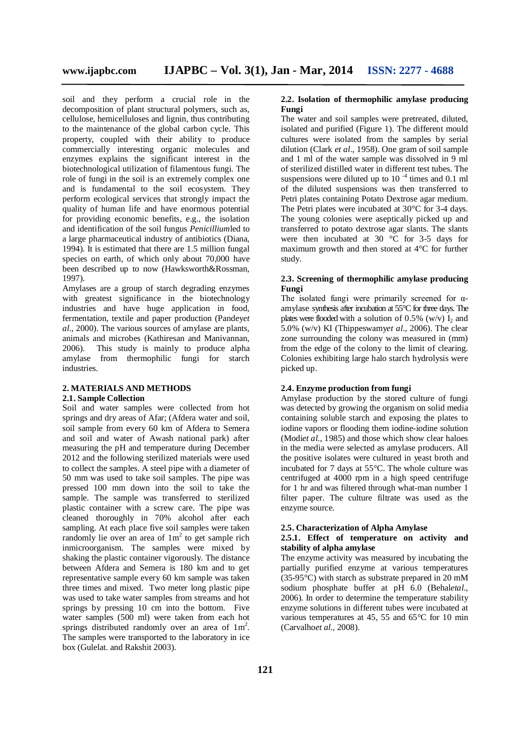soil and they perform a crucial role in the decomposition of plant structural polymers, such as, cellulose, hemicelluloses and lignin, thus contributing to the maintenance of the global carbon cycle. This property, coupled with their ability to produce commercially interesting organic molecules and enzymes explains the significant interest in the biotechnological utilization of filamentous fungi. The role of fungi in the soil is an extremely complex one and is fundamental to the soil ecosystem. They perform ecological services that strongly impact the quality of human life and have enormous potential for providing economic benefits, e.g., the isolation and identification of the soil fungus *Penicillium*led to a large pharmaceutical industry of antibiotics (Diana, 1994). It is estimated that there are 1.5 million fungal species on earth, of which only about 70,000 have been described up to now (Hawksworth&Rossman, 1997).

Amylases are a group of starch degrading enzymes with greatest significance in the biotechnology industries and have huge application in food, fermentation, textile and paper production (Pandey*et al*., 2000). The various sources of amylase are plants, animals and microbes (Kathiresan and Manivannan, 2006). This study is mainly to produce alpha amylase from thermophilic fungi for starch industries.

## 2. MATERIALS AND METHODS

### 2.1. Sample Collection

Soil and water samples were collected from hot springs and dry areas of Afar; (Afdera water and soil, soil sample from every 60 km of Afdera to Semera and soil and water of Awash national park) after measuring the pH and temperature during December 2012 and the following sterilized materials were used to collect the samples. A steel pipe with a diameter of 50 mm was used to take soil samples. The pipe was pressed 100 mm down into the soil to take the sample. The sample was transferred to sterilized plastic container with a screw care. The pipe was cleaned thoroughly in 70% alcohol after each sampling. At each place five soil samples were taken randomly lie over an area of $1m^2$ to get sample rich inmicroorganism. The samples were mixed by shaking the plastic container vigorously. The distance between Afdera and Semera is 180 km and to get representative sample every 60 km sample was taken three times and mixed. Two meter long plastic pipe was used to take water samples from streams and hot springs by pressing 10 cm into the bottom. Five water samples (500 ml) were taken from each hot springs distributed randomly over an area of $1m^2$. The samples were transported to the laboratory in ice box (Gulelat. and Rakshit 2003).

### 2.2. Isolation of thermophilic amylase producing Fungi

The water and soil samples were pretreated, diluted, isolated and purified (Figure 1). The different mould cultures were isolated from the samples by serial dilution (Clark *et al*., 1958). One gram of soil sample and 1 ml of the water sample was dissolved in 9 ml of sterilized distilled water in different test tubes. The suspensions were diluted up to $10^{-4}$ times and 0.1 ml of the diluted suspensions was then transferred to Petri plates containing Potato Dextrose agar medium. The Petri plates were incubated at 30°C for 3-4 days. The young colonies were aseptically picked up and transferred to potato dextrose agar slants. The slants were then incubated at 30 °C for 3-5 days for maximum growth and then stored at 4°C for further study.

### 2.3. Screening of thermophilic amylase producing Fungi

The isolated fungi were primarily screened for α-amylase synthesis after incubation at 55°C for three days. The plates were flooded with a solution of 0.5% (w/v) $I_2$ and 5.0% (w/v) KI (Thippeswamy*et al*., 2006). The clear zone surrounding the colony was measured in (mm) from the edge of the colony to the limit of clearing. Colonies exhibiting large halo starch hydrolysis were picked up.

### 2.4. Enzyme production from fungi

Amylase production by the stored culture of fungi was detected by growing the organism on solid media containing soluble starch and exposing the plates to iodine vapors or flooding them iodine-iodine solution (Modi*et al.*, 1985) and those which show clear haloes in the media were selected as amylase producers. All the positive isolates were cultured in yeast broth and incubated for 7 days at 55°C. The whole culture was centrifuged at 4000 rpm in a high speed centrifuge for 1 hr and was filtered through what-man number 1 filter paper. The culture filtrate was used as the enzyme source.

### 2.5. Characterization of Alpha Amylase

#### 2.5.1. Effect of temperature on activity and stability of alpha amylase

The enzyme activity was measured by incubating the partially purified enzyme at various temperatures (35-95°C) with starch as substrate prepared in 20 mM sodium phosphate buffer at pH 6.0 (Behal*etal.*, 2006). In order to determine the temperature stability enzyme solutions in different tubes were incubated at various temperatures at 45, 55 and 65°C for 10 min (Carvalho*et al.*, 2008).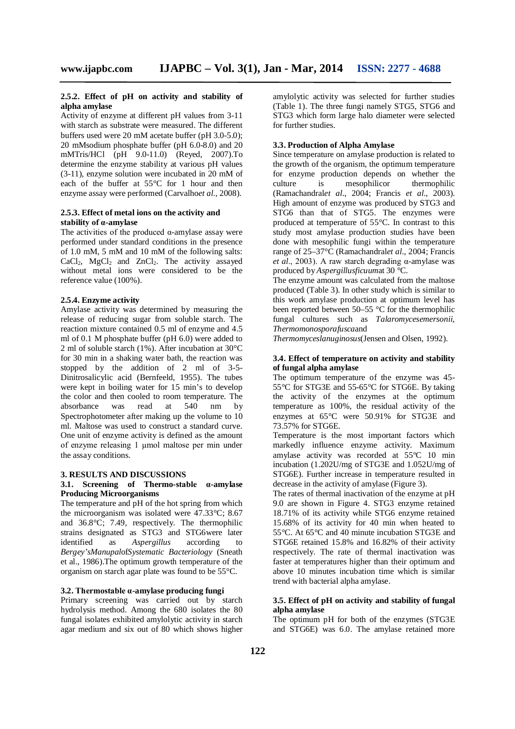#### 2.5.2. Effect of pH on activity and stability of alpha amylase

Activity of enzyme at different pH values from 3-11 with starch as substrate were measured. The different buffers used were 20 mM acetate buffer (pH 3.0-5.0); 20 mMsodium phosphate buffer (pH 6.0-8.0) and 20 mMTris/HCl (pH 9.0-11.0) (Reyed, 2007).To determine the enzyme stability at various pH values (3-11), enzyme solution were incubated in 20 mM of each of the buffer at 55°C for 1 hour and then enzyme assay were performed (Carvalho*et al.*, 2008).

#### 2.5.3. Effect of metal ions on the activity and stability of α-amylase

The activities of the produced α-amylase assay were performed under standard conditions in the presence of 1.0 mM, 5 mM and 10 mM of the following salts: $CaCl_2$, $MgCl_2$ and $ZnCl_2$. The activity assayed without metal ions were considered to be the reference value (100%).

#### 2.5.4. Enzyme activity

Amylase activity was determined by measuring the release of reducing sugar from soluble starch. The reaction mixture contained 0.5 ml of enzyme and 4.5 ml of 0.1 M phosphate buffer (pH 6.0) were added to 2 ml of soluble starch (1%). After incubation at 30°C for 30 min in a shaking water bath, the reaction was stopped by the addition of 2 ml of 3-5-Dinitrosalicylic acid (Bernfeeld, 1955). The tubes were kept in boiling water for 15 min's to develop the color and then cooled to room temperature. The absorbance was read at 540 nm by Spectrophotometer after making up the volume to 10 ml. Maltose was used to construct a standard curve. One unit of enzyme activity is defined as the amount of enzyme releasing 1 µmol maltose per min under the assay conditions.

## 3. RESULTS AND DISCUSSIONS

### 3.1. Screening of Thermo-stable α-amylase Producing Microorganisms

The temperature and pH of the hot spring from which the microorganism was isolated were 47.33°C; 8.67 and 36.8°C; 7.49, respectively. The thermophilic strains designated as STG3 and STG6were later identified as *Aspergillus* according to *Bergey'sManupalofSystematic Bacteriology* (Sneath et al., 1986).The optimum growth temperature of the organism on starch agar plate was found to be 55°C.

### 3.2. Thermostable α-amylase producing fungi

Primary screening was carried out by starch hydrolysis method. Among the 680 isolates the 80 fungal isolates exhibited amylolytic activity in starch agar medium and six out of 80 which shows higher amylolytic activity was selected for further studies (Table 1). The three fungi namely STG5, STG6 and STG3 which form large halo diameter were selected for further studies.

### 3.3. Production of Alpha Amylase

Since temperature on amylase production is related to the growth of the organism, the optimum temperature for enzyme production depends on whether the culture is mesophilicor thermophilic (Ramachandral*et al*., 2004; Francis *et al*., 2003). High amount of enzyme was produced by STG3 and STG6 than that of STG5. The enzymes were produced at temperature of 55°C. In contrast to this study most amylase production studies have been done with mesophilic fungi within the temperature range of 25–37°C (Ramachandral*et al*., 2004; Francis *et al*., 2003). A raw starch degrading α-amylase was produced by *Aspergillusficuum*at 30 °C.

The enzyme amount was calculated from the maltose produced (Table 3). In other study which is similar to this work amylase production at optimum level has been reported between 50–55 °C for the thermophilic fungal cultures such as *Talaromycesemersonii*, *Thermomonosporafusca*and *Thermomyceslanuginosus*(Jensen and Olsen, 1992).

### 3.4. Effect of temperature on activity and stability of fungal alpha amylase

The optimum temperature of the enzyme was 45-55°C for STG3E and 55-65°C for STG6E. By taking the activity of the enzymes at the optimum temperature as 100%, the residual activity of the enzymes at 65°C were 50.91% for STG3E and 73.57% for STG6E.

Temperature is the most important factors which markedly influence enzyme activity. Maximum amylase activity was recorded at 55ºC 10 min incubation (1.202U/mg of STG3E and 1.052U/mg of STG6E). Further increase in temperature resulted in decrease in the activity of amylase (Figure 3).

The rates of thermal inactivation of the enzyme at pH 9.0 are shown in Figure 4. STG3 enzyme retained 18.71% of its activity while STG6 enzyme retained 15.68% of its activity for 40 min when heated to 55°C. At 65°C and 40 minute incubation STG3E and STG6E retained 15.8% and 16.82% of their activity respectively. The rate of thermal inactivation was faster at temperatures higher than their optimum and above 10 minutes incubation time which is similar trend with bacterial alpha amylase.

### 3.5. Effect of pH on activity and stability of fungal alpha amylase

The optimum pH for both of the enzymes (STG3E and STG6E) was 6.0. The amylase retained more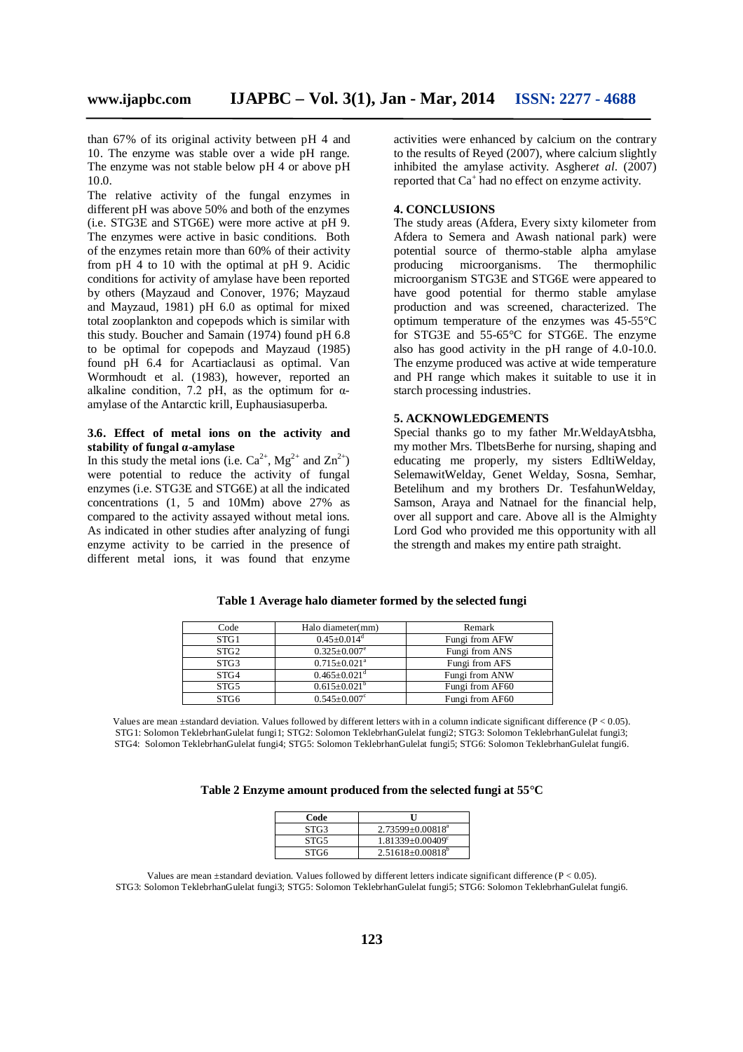than 67% of its original activity between pH 4 and 10. The enzyme was stable over a wide pH range. The enzyme was not stable below pH 4 or above pH 10.0.

The relative activity of the fungal enzymes in different pH was above 50% and both of the enzymes (i.e. STG3E and STG6E) were more active at pH 9. The enzymes were active in basic conditions. Both of the enzymes retain more than 60% of their activity from pH 4 to 10 with the optimal at pH 9. Acidic conditions for activity of amylase have been reported by others (Mayzaud and Conover, 1976; Mayzaud and Mayzaud, 1981) pH 6.0 as optimal for mixed total zooplankton and copepods which is similar with this study. Boucher and Samain (1974) found pH 6.8 to be optimal for copepods and Mayzaud (1985) found pH 6.4 for Acartiaclausi as optimal. Van Wormhoudt et al. (1983), however, reported an alkaline condition, 7.2 pH, as the optimum for α-amylase of the Antarctic krill, Euphausiasuperba.

### 3.6. Effect of metal ions on the activity and stability of fungal α-amylase

In this study the metal ions (i.e. $Ca^{2+}$, $Mg^{2+}$ and $Zn^{2+}$) were potential to reduce the activity of fungal enzymes (i.e. STG3E and STG6E) at all the indicated concentrations (1, 5 and 10Mm) above 27% as compared to the activity assayed without metal ions. As indicated in other studies after analyzing of fungi enzyme activity to be carried in the presence of different metal ions, it was found that enzyme activities were enhanced by calcium on the contrary to the results of Reyed (2007), where calcium slightly inhibited the amylase activity. Asgher*et al*. (2007) reported that $Ca^{+}$ had no effect on enzyme activity.

## 4. CONCLUSIONS

The study areas (Afdera, Every sixty kilometer from Afdera to Semera and Awash national park) were potential source of thermo-stable alpha amylase producing microorganisms. The thermophilic microorganism STG3E and STG6E were appeared to have good potential for thermo stable amylase production and was screened, characterized. The optimum temperature of the enzymes was 45-55°C for STG3E and 55-65°C for STG6E. The enzyme also has good activity in the pH range of 4.0-10.0. The enzyme produced was active at wide temperature and PH range which makes it suitable to use it in starch processing industries.

## 5. ACKNOWLEDGEMENTS

Special thanks go to my father Mr.WeldayAtsbha, my mother Mrs. TlbetsBerhe for nursing, shaping and educating me properly, my sisters EdltiWelday, SelemawitWelday, Genet Welday, Sosna, Semhar, Betelihum and my brothers Dr. TesfahunWelday, Samson, Araya and Natnael for the financial help, over all support and care. Above all is the Almighty Lord God who provided me this opportunity with all the strength and makes my entire path straight.

**Table 1 Average halo diameter formed by the selected fungi**

| Code | Halo diameter(mm) | Remark |
| --- | --- | --- |
| STG1 | $0.45{\pm}0.014^{d}$ | Fungi from AFW |
| STG2 | $0.325{\pm}0.007^{e}$ | Fungi from ANS |
| STG3 | $0.715{\pm}0.021^{a}$ | Fungi from AFS |
| STG4 | $0.465{\pm}0.021^{d}$ | Fungi from ANW |
| STG5 | $0.615{\pm}0.021^{b}$ | Fungi from AF60 |
| STG6 | $0.545{\pm}0.007^{c}$ | Fungi from AF60 |

Values are mean ±standard deviation. Values followed by different letters with in a column indicate significant difference ($P < 0.05$). STG1: Solomon TeklebrhanGulelat fungi1; STG2: Solomon TeklebrhanGulelat fungi2; STG3: Solomon TeklebrhanGulelat fungi3; STG4: Solomon TeklebrhanGulelat fungi4; STG5: Solomon TeklebrhanGulelat fungi5; STG6: Solomon TeklebrhanGulelat fungi6.

**Table 2 Enzyme amount produced from the selected fungi at 55°C**

| Code | U |
| --- | --- |
| STG3 | $2.73599{\pm}0.00818^{a}$ |
| STG5 | $1.81339{\pm}0.00409^{c}$ |
| STG6 | $2.51618{\pm}0.00818^{b}$ |

Values are mean ±standard deviation. Values followed by different letters indicate significant difference ($P < 0.05$). STG3: Solomon TeklebrhanGulelat fungi3; STG5: Solomon TeklebrhanGulelat fungi5; STG6: Solomon TeklebrhanGulelat fungi6.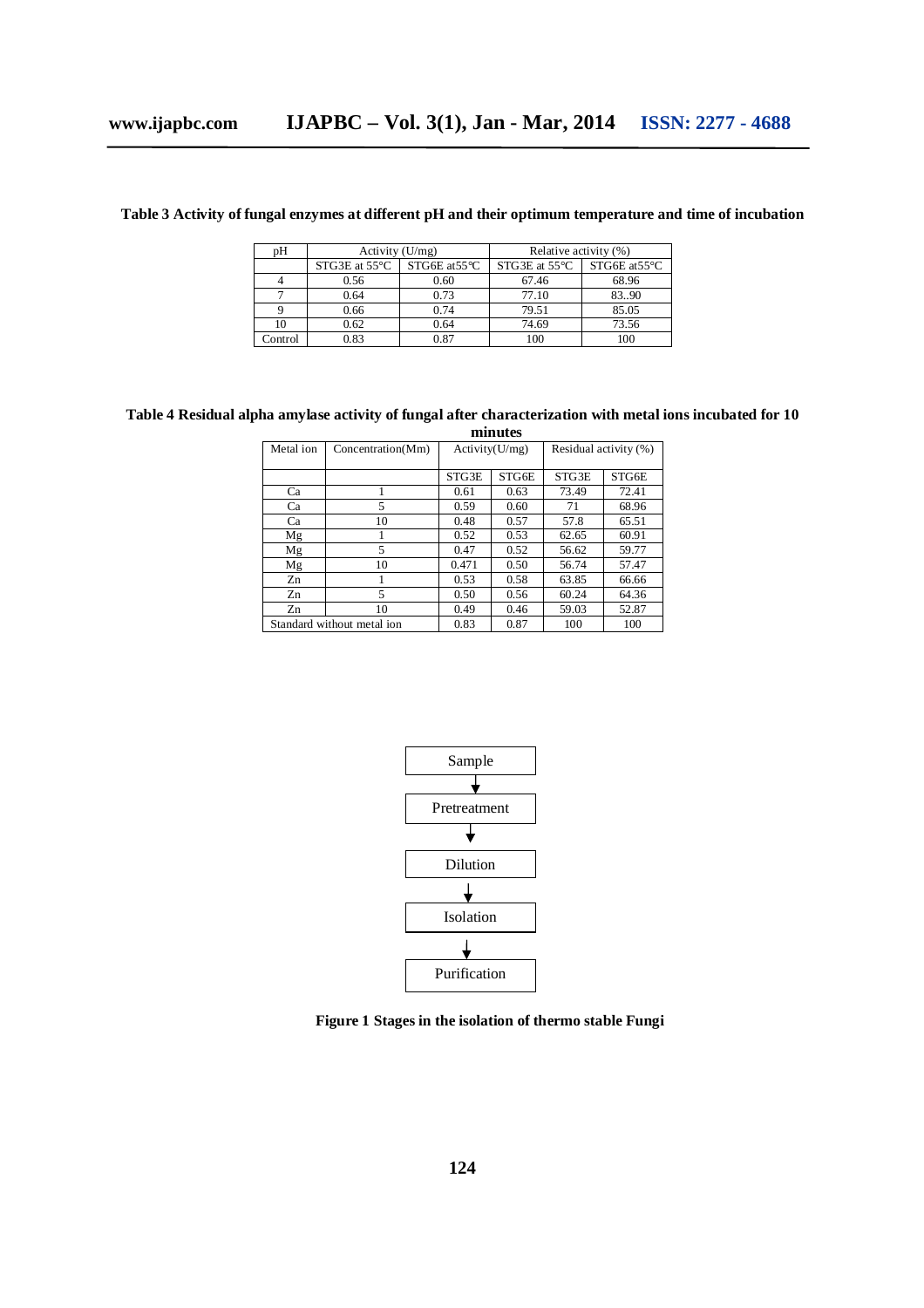**Table 3 Activity of fungal enzymes at different pH and their optimum temperature and time of incubation**

| pH | Activity (U/mg) | | Relative activity (%) | |
|---|---|---|---|---|
| | STG3E at 55°C | STG6E at55°C | STG3E at 55°C | STG6E at55°C |
| 4 | 0.56 | 0.60 | 67.46 | 68.96 |
| 7 | 0.64 | 0.73 | 77.10 | 83..90 |
| 9 | 0.66 | 0.74 | 79.51 | 85.05 |
| 10 | 0.62 | 0.64 | 74.69 | 73.56 |
| Control | 0.83 | 0.87 | 100 | 100 |

**Table 4 Residual alpha amylase activity of fungal after characterization with metal ions incubated for 10 minutes**

| Metal ion | Concentration(Mm) | Activity(U/mg) | | Residual activity (%) | |
|---|---|---|---|---|---|
| | | STG3E | STG6E | STG3E | STG6E |
| Ca | 1 | 0.61 | 0.63 | 73.49 | 72.41 |
| Ca | 5 | 0.59 | 0.60 | 71 | 68.96 |
| Ca | 10 | 0.48 | 0.57 | 57.8 | 65.51 |
| Mg | 1 | 0.52 | 0.53 | 62.65 | 60.91 |
| Mg | 5 | 0.47 | 0.52 | 56.62 | 59.77 |
| Mg | 10 | 0.471 | 0.50 | 56.74 | 57.47 |
| Zn | 1 | 0.53 | 0.58 | 63.85 | 66.66 |
| Zn | 5 | 0.50 | 0.56 | 60.24 | 64.36 |
| Zn | 10 | 0.49 | 0.46 | 59.03 | 52.87 |
| Standard without metal ion | | 0.83 | 0.87 | 100 | 100 |

Sample → Pretreatment → Dilution → Isolation → Purification

**Figure 1 Stages in the isolation of thermo stable Fungi**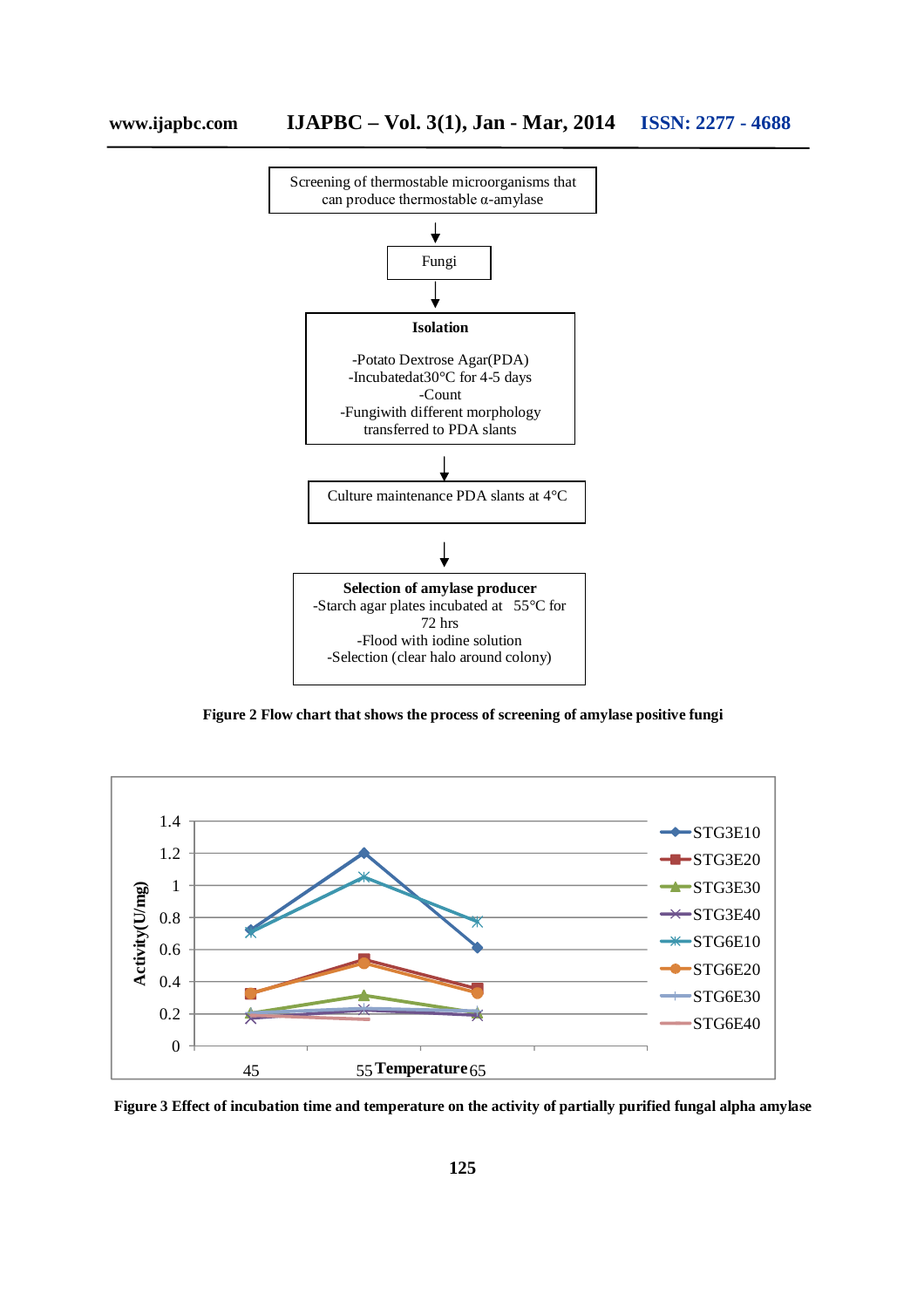Screening of thermostable microorganisms that can produce thermostable α-amylase

↓

Fungi

↓

**Isolation**

-Potato Dextrose Agar(PDA)
-Incubatedat30°C for 4-5 days
-Count
-Fungiwith different morphology transferred to PDA slants

↓

Culture maintenance PDA slants at 4°C

↓

**Selection of amylase producer**
-Starch agar plates incubated at 55°C for 72 hrs
-Flood with iodine solution
-Selection (clear halo around colony)

**Figure 2 Flow chart that shows the process of screening of amylase positive fungi**

**Figure 3 Effect of incubation time and temperature on the activity of partially purified fungal alpha amylase**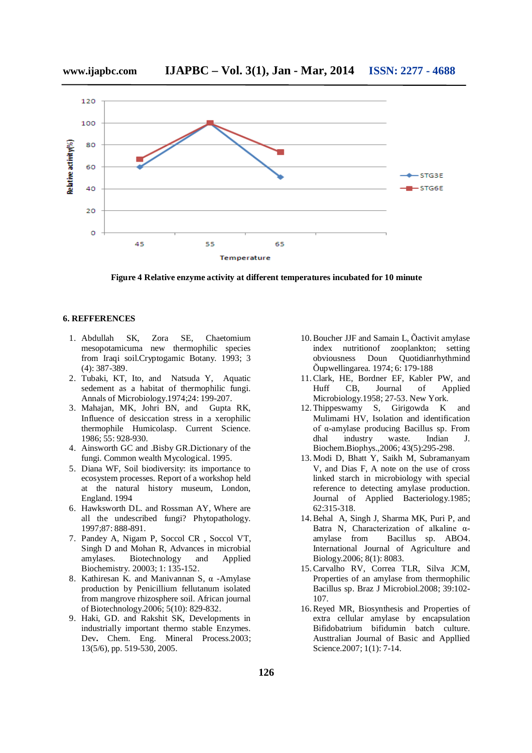Figure 4 Relative enzyme activity at different temperatures incubated for 10 minute

## 6. REFFERENCES

1. Abdullah SK, Zora SE, Chaetomium mesopotamicuma new thermophilic species from Iraqi soil.Cryptogamic Botany. 1993; 3 (4): 387-389.
2. Tubaki, KT, Ito, and Natsuda Y, Aquatic sedement as a habitat of thermophilic fungi. Annals of Microbiology.1974;24: 199-207.
3. Mahajan, MK, Johri BN, and Gupta RK, Influence of desiccation stress in a xerophilic thermophile Humicolasp. Current Science. 1986; 55: 928-930.
4. Ainsworth GC and .Bisby GR.Dictionary of the fungi. Common wealth Mycological. 1995.
5. Diana WF, Soil biodiversity: its importance to ecosystem processes. Report of a workshop held at the natural history museum, London, England. 1994
6. Hawksworth DL. and Rossman AY, Where are all the undescribed fungi? Phytopathology. 1997;87: 888-891.
7. Pandey A, Nigam P, Soccol CR , Soccol VT, Singh D and Mohan R, Advances in microbial amylases. Biotechnology and Applied Biochemistry. 20003; 1: 135-152.
8. Kathiresan K. and Manivannan S, α -Amylase production by Penicillium fellutanum isolated from mangrove rhizosphere soil. African journal of Biotechnology.2006; 5(10): 829-832.
9. Haki, GD. and Rakshit SK, Developments in industrially important thermo stable Enzymes. Dev. Chem. Eng. Mineral Process.2003; 13(5/6), pp. 519-530, 2005.
10. Boucher JJF and Samain L, Õactivit amylase index nutritionof zooplankton; setting obviousness Doun Quotidianrhythmind Õupwellingarea. 1974; 6: 179-188
11. Clark, HE, Bordner EF, Kabler PW, and Huff CB, Journal of Applied Microbiology.1958; 27-53. New York.
12. Thippeswamy S, Girigowda K and Mulimami HV, Isolation and identification of α-amylase producing Bacillus sp. From dhal industry waste. Indian J. Biochem.Biophys.,2006; 43(5):295-298.
13. Modi D, Bhatt Y, Saikh M, Subramanyam V, and Dias F, A note on the use of cross linked starch in microbiology with special reference to detecting amylase production. Journal of Applied Bacteriology.1985; 62:315-318.
14. Behal A, Singh J, Sharma MK, Puri P, and Batra N, Characterization of alkaline α-amylase from Bacillus sp. ABO4. International Journal of Agriculture and Biology.2006; 8(1): 8083.
15. Carvalho RV, Correa TLR, Silva JCM, Properties of an amylase from thermophilic Bacillus sp. Braz J Microbiol.2008; 39:102-107.
16. Reyed MR, Biosynthesis and Properties of extra cellular amylase by encapsulation Bifidobatrium bifidumin batch culture. Austtralian Journal of Basic and Appllied Science.2007; 1(1): 7-14.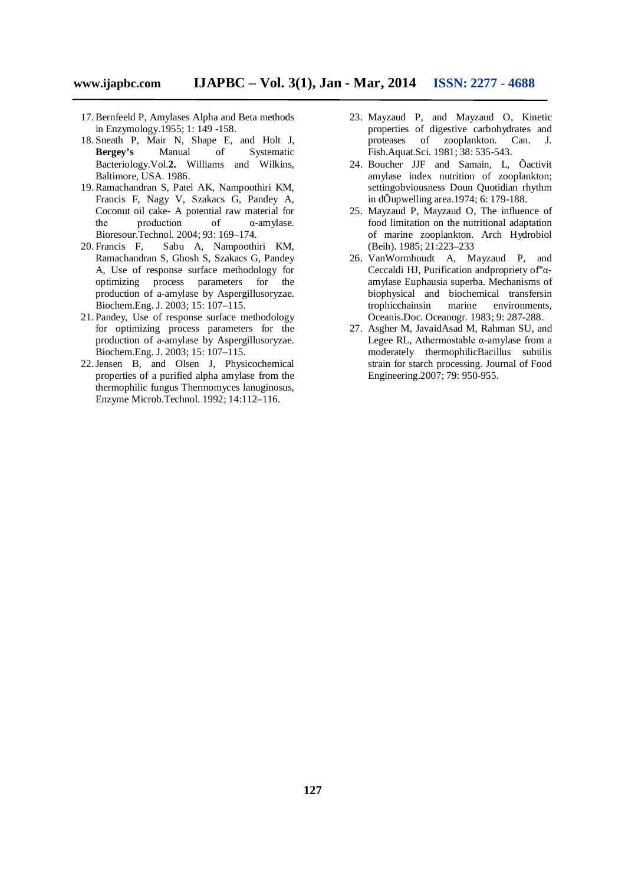17. Bernfeeld P, Amylases Alpha and Beta methods in Enzymology.1955; 1: 149 -158.
18. Sneath P, Mair N, Shape E, and Holt J, **Bergey's** Manual of Systematic Bacteriology.Vol.**2.** Williams and Wilkins, Baltimore, USA. 1986.
19. Ramachandran S, Patel AK, Nampoothiri KM, Francis F, Nagy V, Szakacs G, Pandey A, Coconut oil cake- A potential raw material for the production of α-amylase. Bioresour.Technol. 2004; 93: 169–174.
20. Francis F, Sabu A, Nampoothiri KM, Ramachandran S, Ghosh S, Szakacs G, Pandey A, Use of response surface methodology for optimizing process parameters for the production of a-amylase by Aspergillusoryzae. Biochem.Eng. J. 2003; 15: 107–115.
21. Pandey, Use of response surface methodology for optimizing process parameters for the production of a-amylase by Aspergillusoryzae. Biochem.Eng. J. 2003; 15: 107–115.
22. Jensen B, and Olsen J, Physicochemical properties of a purified alpha amylase from the thermophilic fungus Thermomyces lanuginosus, Enzyme Microb.Technol. 1992; 14:112–116.
23. Mayzaud P, and Mayzaud O, Kinetic properties of digestive carbohydrates and proteases of zooplankton. Can. J. Fish.Aquat.Sci. 1981; 38: 535-543.
24. Boucher JJF and Samain, L, Õactivit amylase index nutrition of zooplankton; settingobviousness Doun Quotidian rhythm in dÕupwelling area.1974; 6: 179-188.
25. Mayzaud P, Mayzaud O, The influence of food limitation on the nutritional adaptation of marine zooplankton. Arch Hydrobiol (Beih). 1985; 21:223–233
26. VanWormhoudt A, Mayzaud P, and Ceccaldi HJ, Purification andpropriety of"α-amylase Euphausia superba. Mechanisms of biophysical and biochemical transfersin trophicchainsin marine environments, Oceanis.Doc. Oceanogr. 1983; 9: 287-288.
27. Asgher M, JavaidAsad M, Rahman SU, and Legee RL, Athermostable α-amylase from a moderately thermophilicBacillus subtilis strain for starch processing. Journal of Food Engineering.2007; 79: 950-955.